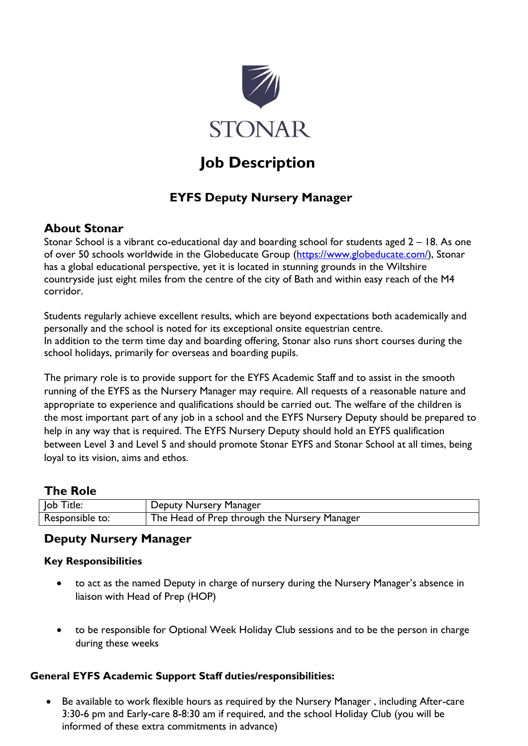STONAR

# Job Description

## EYFS Deputy Nursery Manager

### About Stonar

Stonar School is a vibrant co-educational day and boarding school for students aged 2 – 18. As one of over 50 schools worldwide in the Globeducate Group (https://www.globeducate.com/), Stonar has a global educational perspective, yet it is located in stunning grounds in the Wiltshire countryside just eight miles from the centre of the city of Bath and within easy reach of the M4 corridor.

Students regularly achieve excellent results, which are beyond expectations both academically and personally and the school is noted for its exceptional onsite equestrian centre.
In addition to the term time day and boarding offering, Stonar also runs short courses during the school holidays, primarily for overseas and boarding pupils.

The primary role is to provide support for the EYFS Academic Staff and to assist in the smooth running of the EYFS as the Nursery Manager may require. All requests of a reasonable nature and appropriate to experience and qualifications should be carried out. The welfare of the children is the most important part of any job in a school and the EYFS Nursery Deputy should be prepared to help in any way that is required. The EYFS Nursery Deputy should hold an EYFS qualification between Level 3 and Level 5 and should promote Stonar EYFS and Stonar School at all times, being loyal to its vision, aims and ethos.

### The Role

| Job Title: | Deputy Nursery Manager |
|---|---|
| Responsible to: | The Head of Prep through the Nursery Manager |

### Deputy Nursery Manager

**Key Responsibilities**

- to act as the named Deputy in charge of nursery during the Nursery Manager's absence in liaison with Head of Prep (HOP)
- to be responsible for Optional Week Holiday Club sessions and to be the person in charge during these weeks

**General EYFS Academic Support Staff duties/responsibilities:**

- Be available to work flexible hours as required by the Nursery Manager , including After-care 3:30-6 pm and Early-care 8-8:30 am if required, and the school Holiday Club (you will be informed of these extra commitments in advance)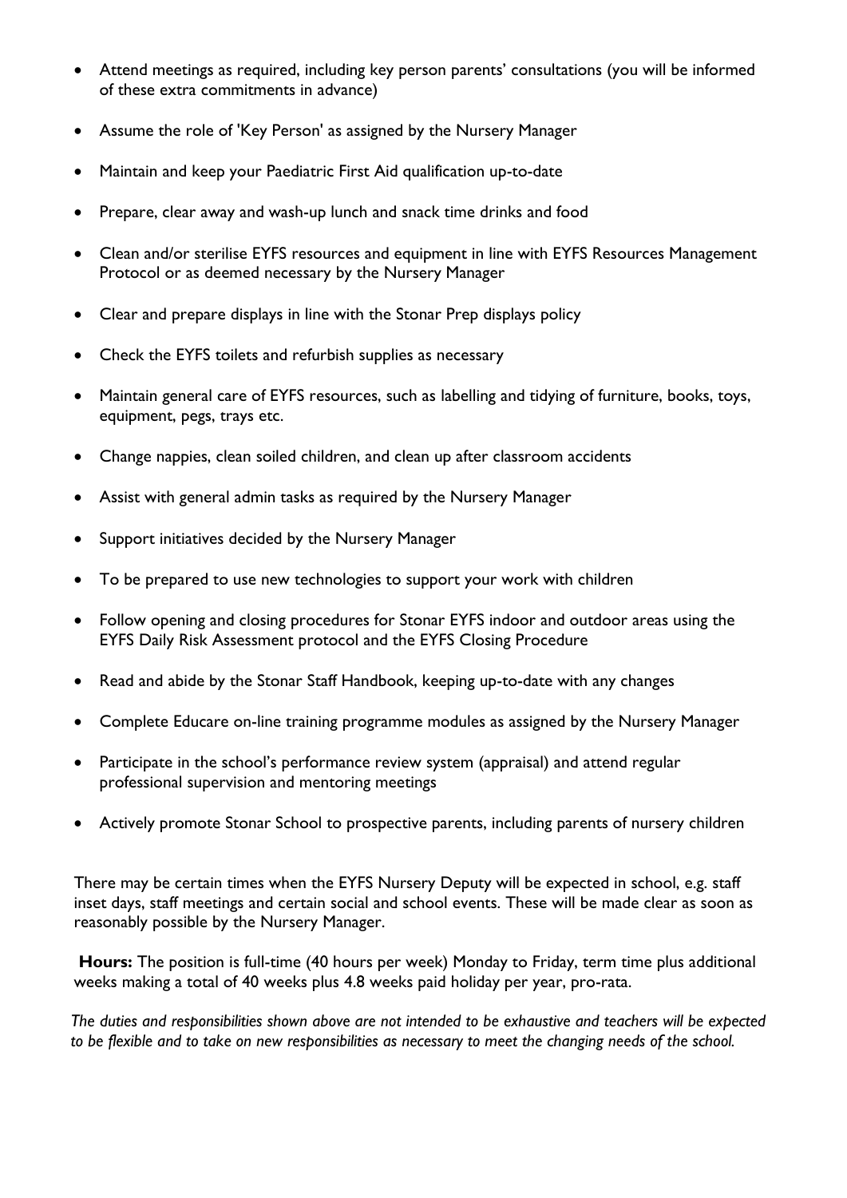- Attend meetings as required, including key person parents' consultations (you will be informed of these extra commitments in advance)
- Assume the role of 'Key Person' as assigned by the Nursery Manager
- Maintain and keep your Paediatric First Aid qualification up-to-date
- Prepare, clear away and wash-up lunch and snack time drinks and food
- Clean and/or sterilise EYFS resources and equipment in line with EYFS Resources Management Protocol or as deemed necessary by the Nursery Manager
- Clear and prepare displays in line with the Stonar Prep displays policy
- Check the EYFS toilets and refurbish supplies as necessary
- Maintain general care of EYFS resources, such as labelling and tidying of furniture, books, toys, equipment, pegs, trays etc.
- Change nappies, clean soiled children, and clean up after classroom accidents
- Assist with general admin tasks as required by the Nursery Manager
- Support initiatives decided by the Nursery Manager
- To be prepared to use new technologies to support your work with children
- Follow opening and closing procedures for Stonar EYFS indoor and outdoor areas using the EYFS Daily Risk Assessment protocol and the EYFS Closing Procedure
- Read and abide by the Stonar Staff Handbook, keeping up-to-date with any changes
- Complete Educare on-line training programme modules as assigned by the Nursery Manager
- Participate in the school's performance review system (appraisal) and attend regular professional supervision and mentoring meetings
- Actively promote Stonar School to prospective parents, including parents of nursery children

There may be certain times when the EYFS Nursery Deputy will be expected in school, e.g. staff inset days, staff meetings and certain social and school events. These will be made clear as soon as reasonably possible by the Nursery Manager.

**Hours:** The position is full-time (40 hours per week) Monday to Friday, term time plus additional weeks making a total of 40 weeks plus 4.8 weeks paid holiday per year, pro-rata.

*The duties and responsibilities shown above are not intended to be exhaustive and teachers will be expected to be flexible and to take on new responsibilities as necessary to meet the changing needs of the school.*